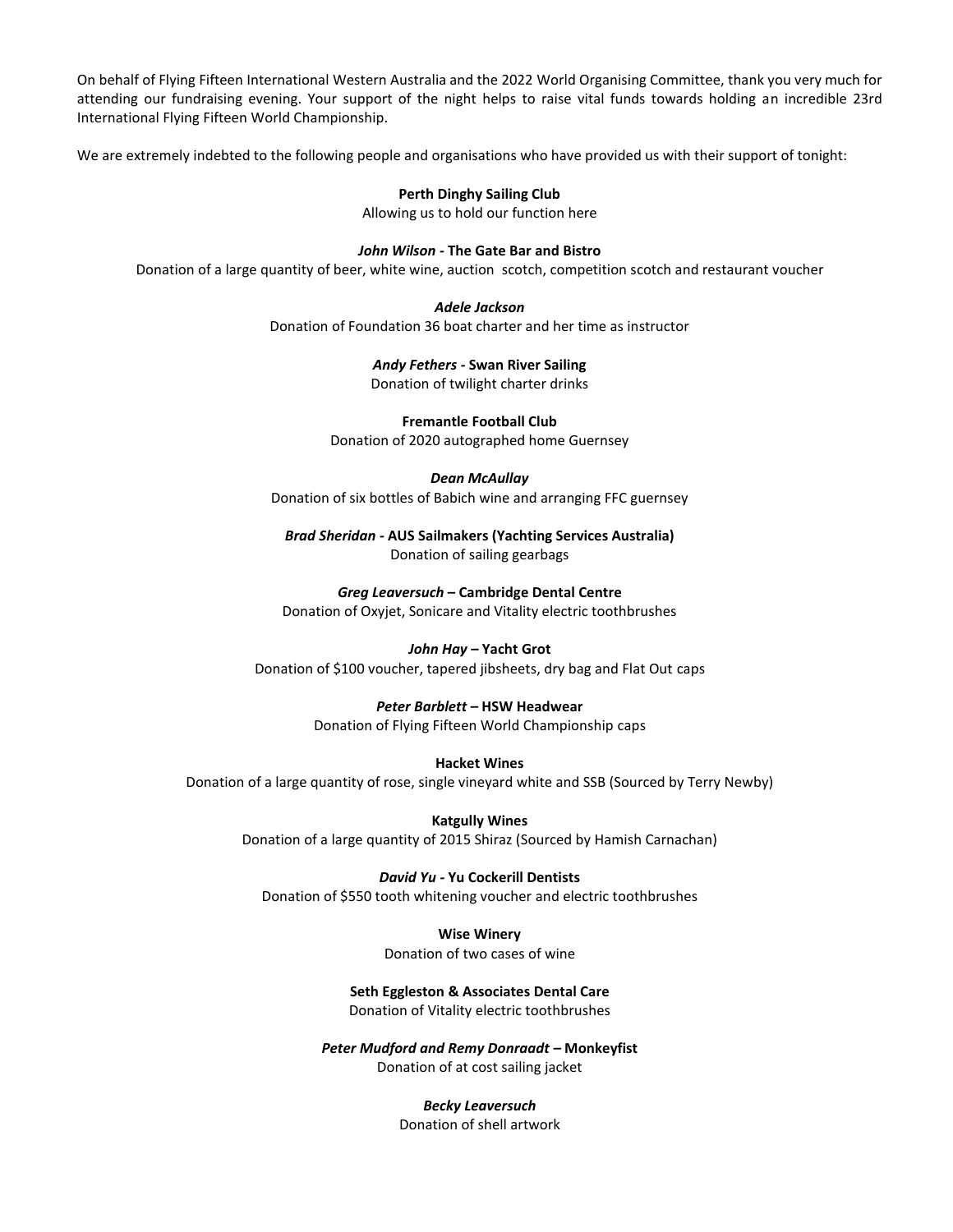On behalf of Flying Fifteen International Western Australia and the 2022 World Organising Committee, thank you very much for attending our fundraising evening. Your support of the night helps to raise vital funds towards holding an incredible 23rd International Flying Fifteen World Championship.

We are extremely indebted to the following people and organisations who have provided us with their support of tonight:

**Perth Dinghy Sailing Club**
Allowing us to hold our function here

***John Wilson* - The Gate Bar and Bistro**
Donation of a large quantity of beer, white wine, auction scotch, competition scotch and restaurant voucher

***Adele Jackson***
Donation of Foundation 36 boat charter and her time as instructor

***Andy Fethers* - Swan River Sailing**
Donation of twilight charter drinks

**Fremantle Football Club**
Donation of 2020 autographed home Guernsey

***Dean McAullay***
Donation of six bottles of Babich wine and arranging FFC guernsey

***Brad Sheridan* - AUS Sailmakers (Yachting Services Australia)**
Donation of sailing gearbags

***Greg Leaversuch* – Cambridge Dental Centre**
Donation of Oxyjet, Sonicare and Vitality electric toothbrushes

***John Hay* – Yacht Grot**
Donation of $100 voucher, tapered jibsheets, dry bag and Flat Out caps

***Peter Barblett* – HSW Headwear**
Donation of Flying Fifteen World Championship caps

**Hacket Wines**
Donation of a large quantity of rose, single vineyard white and SSB (Sourced by Terry Newby)

**Katgully Wines**
Donation of a large quantity of 2015 Shiraz (Sourced by Hamish Carnachan)

***David Yu* - Yu Cockerill Dentists**
Donation of $550 tooth whitening voucher and electric toothbrushes

**Wise Winery**
Donation of two cases of wine

**Seth Eggleston & Associates Dental Care**
Donation of Vitality electric toothbrushes

***Peter Mudford and Remy Donraadt* – Monkeyfist**
Donation of at cost sailing jacket

***Becky Leaversuch***
Donation of shell artwork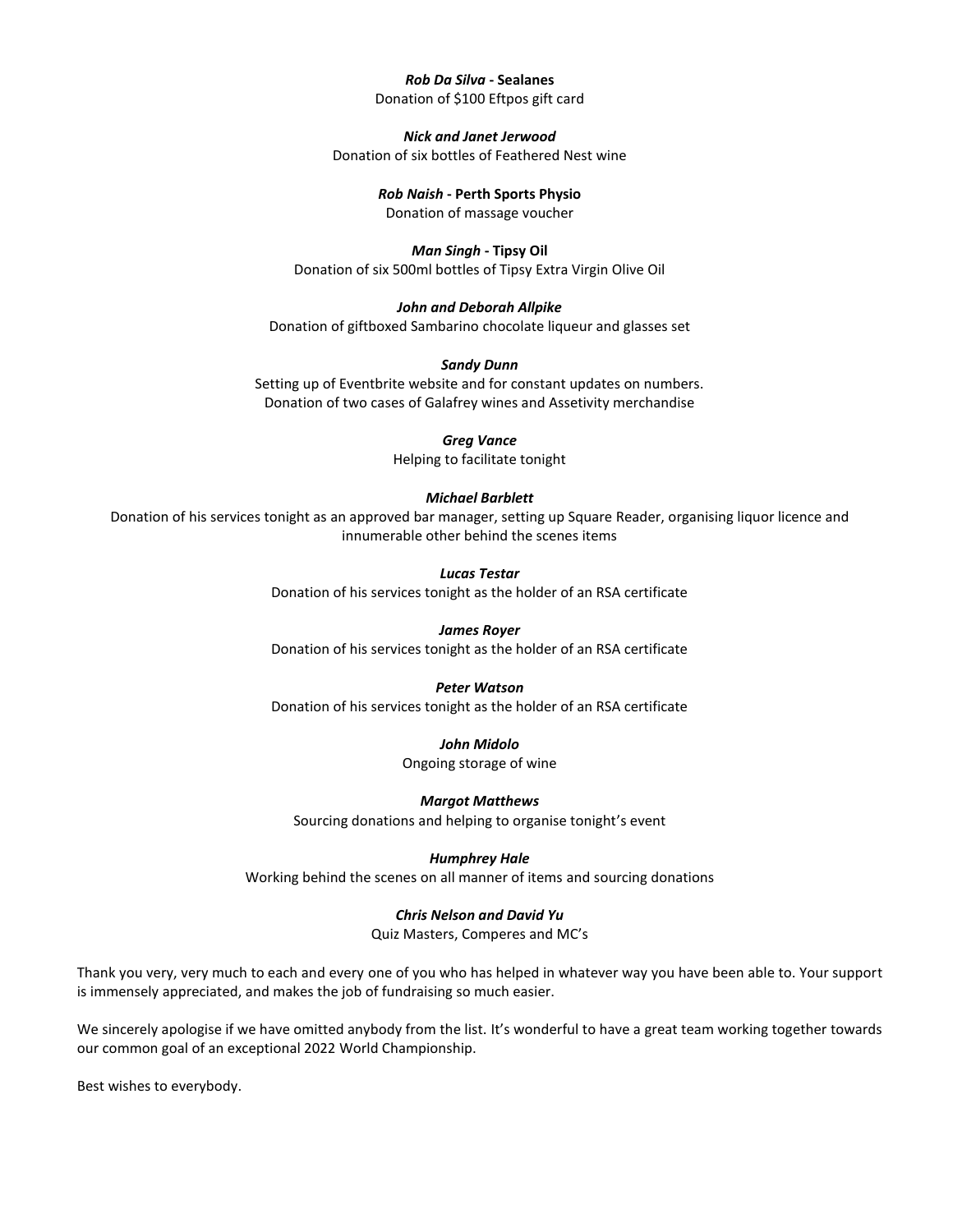***Rob Da Silva* - Sealanes**
Donation of $100 Eftpos gift card

***Nick and Janet Jerwood***
Donation of six bottles of Feathered Nest wine

***Rob Naish* - Perth Sports Physio**
Donation of massage voucher

***Man Singh* - Tipsy Oil**
Donation of six 500ml bottles of Tipsy Extra Virgin Olive Oil

***John and Deborah Allpike***
Donation of giftboxed Sambarino chocolate liqueur and glasses set

***Sandy Dunn***
Setting up of Eventbrite website and for constant updates on numbers.
Donation of two cases of Galafrey wines and Assetivity merchandise

***Greg Vance***
Helping to facilitate tonight

***Michael Barblett***
Donation of his services tonight as an approved bar manager, setting up Square Reader, organising liquor licence and innumerable other behind the scenes items

***Lucas Testar***
Donation of his services tonight as the holder of an RSA certificate

***James Royer***
Donation of his services tonight as the holder of an RSA certificate

***Peter Watson***
Donation of his services tonight as the holder of an RSA certificate

***John Midolo***
Ongoing storage of wine

***Margot Matthews***
Sourcing donations and helping to organise tonight's event

***Humphrey Hale***
Working behind the scenes on all manner of items and sourcing donations

***Chris Nelson and David Yu***
Quiz Masters, Comperes and MC's

Thank you very, very much to each and every one of you who has helped in whatever way you have been able to. Your support is immensely appreciated, and makes the job of fundraising so much easier.

We sincerely apologise if we have omitted anybody from the list. It's wonderful to have a great team working together towards our common goal of an exceptional 2022 World Championship.

Best wishes to everybody.